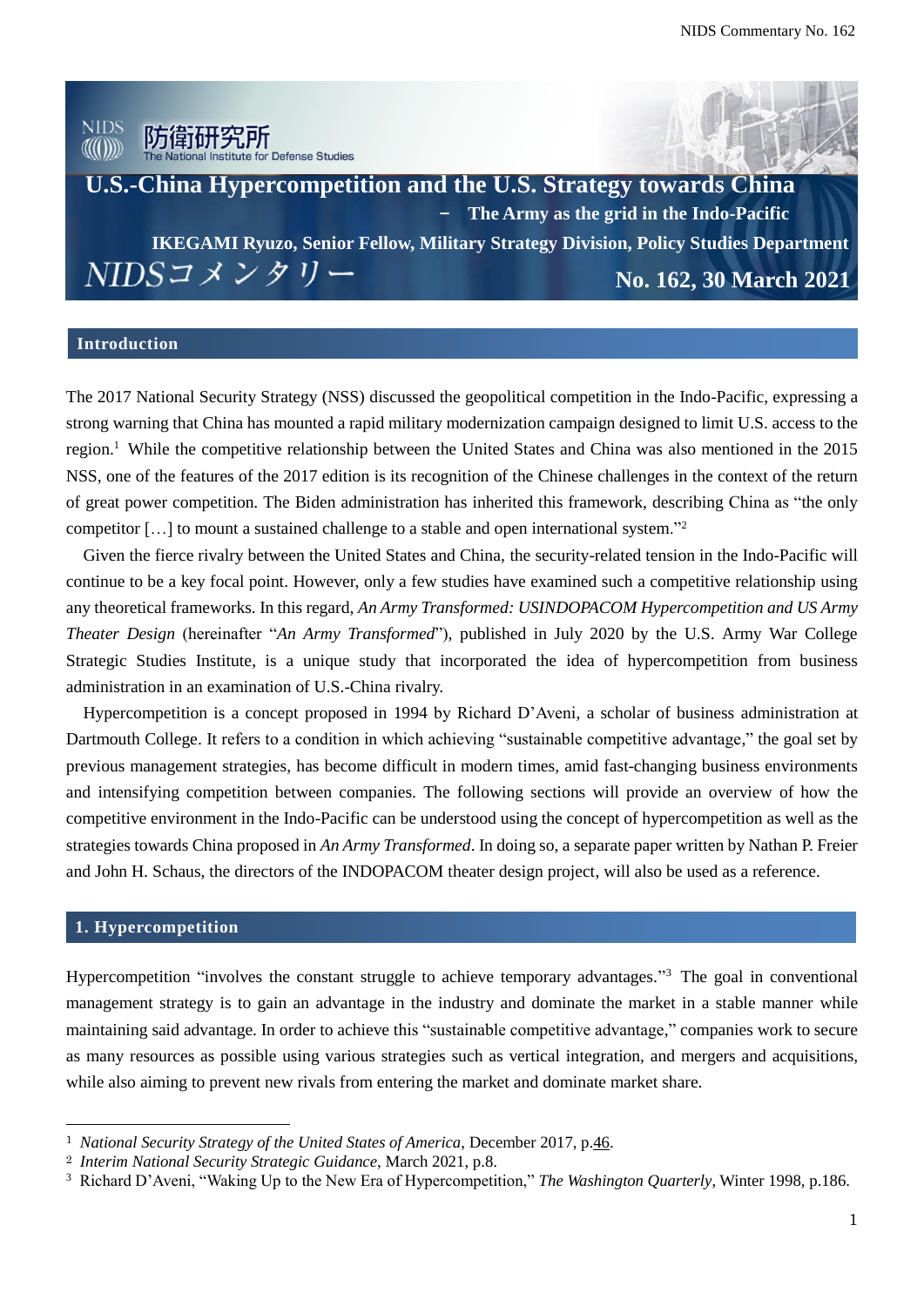# U.S.-China Hypercompetition and the U.S. Strategy towards China

## − The Army as the grid in the Indo-Pacific

**IKEGAMI Ryuzo, Senior Fellow, Military Strategy Division, Policy Studies Department**

NIDSコメンタリー

**No. 162, 30 March 2021**

## Introduction

The 2017 National Security Strategy (NSS) discussed the geopolitical competition in the Indo-Pacific, expressing a strong warning that China has mounted a rapid military modernization campaign designed to limit U.S. access to the region.[1] While the competitive relationship between the United States and China was also mentioned in the 2015 NSS, one of the features of the 2017 edition is its recognition of the Chinese challenges in the context of the return of great power competition. The Biden administration has inherited this framework, describing China as "the only competitor […] to mount a sustained challenge to a stable and open international system."[2]

Given the fierce rivalry between the United States and China, the security-related tension in the Indo-Pacific will continue to be a key focal point. However, only a few studies have examined such a competitive relationship using any theoretical frameworks. In this regard, *An Army Transformed: USINDOPACOM Hypercompetition and US Army Theater Design* (hereinafter "*An Army Transformed*"), published in July 2020 by the U.S. Army War College Strategic Studies Institute, is a unique study that incorporated the idea of hypercompetition from business administration in an examination of U.S.-China rivalry.

Hypercompetition is a concept proposed in 1994 by Richard D'Aveni, a scholar of business administration at Dartmouth College. It refers to a condition in which achieving "sustainable competitive advantage," the goal set by previous management strategies, has become difficult in modern times, amid fast-changing business environments and intensifying competition between companies. The following sections will provide an overview of how the competitive environment in the Indo-Pacific can be understood using the concept of hypercompetition as well as the strategies towards China proposed in *An Army Transformed*. In doing so, a separate paper written by Nathan P. Freier and John H. Schaus, the directors of the INDOPACOM theater design project, will also be used as a reference.

## 1. Hypercompetition

Hypercompetition "involves the constant struggle to achieve temporary advantages."[3] The goal in conventional management strategy is to gain an advantage in the industry and dominate the market in a stable manner while maintaining said advantage. In order to achieve this "sustainable competitive advantage," companies work to secure as many resources as possible using various strategies such as vertical integration, and mergers and acquisitions, while also aiming to prevent new rivals from entering the market and dominate market share.

---

[1] *National Security Strategy of the United States of America*, December 2017, p.46.

[2] *Interim National Security Strategic Guidance*, March 2021, p.8.

[3] Richard D'Aveni, "Waking Up to the New Era of Hypercompetition," *The Washington Quarterly*, Winter 1998, p.186.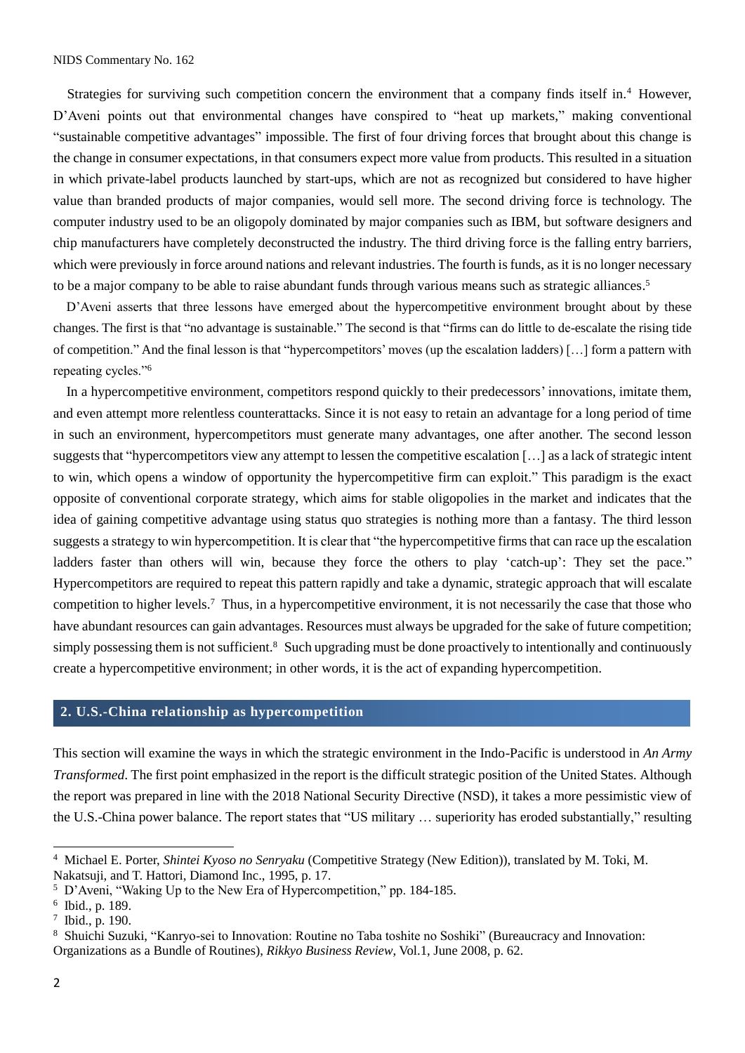Strategies for surviving such competition concern the environment that a company finds itself in.[4] However, D'Aveni points out that environmental changes have conspired to "heat up markets," making conventional "sustainable competitive advantages" impossible. The first of four driving forces that brought about this change is the change in consumer expectations, in that consumers expect more value from products. This resulted in a situation in which private-label products launched by start-ups, which are not as recognized but considered to have higher value than branded products of major companies, would sell more. The second driving force is technology. The computer industry used to be an oligopoly dominated by major companies such as IBM, but software designers and chip manufacturers have completely deconstructed the industry. The third driving force is the falling entry barriers, which were previously in force around nations and relevant industries. The fourth is funds, as it is no longer necessary to be a major company to be able to raise abundant funds through various means such as strategic alliances.[5]

D'Aveni asserts that three lessons have emerged about the hypercompetitive environment brought about by these changes. The first is that "no advantage is sustainable." The second is that "firms can do little to de-escalate the rising tide of competition." And the final lesson is that "hypercompetitors' moves (up the escalation ladders) […] form a pattern with repeating cycles."[6]

In a hypercompetitive environment, competitors respond quickly to their predecessors' innovations, imitate them, and even attempt more relentless counterattacks. Since it is not easy to retain an advantage for a long period of time in such an environment, hypercompetitors must generate many advantages, one after another. The second lesson suggests that "hypercompetitors view any attempt to lessen the competitive escalation […] as a lack of strategic intent to win, which opens a window of opportunity the hypercompetitive firm can exploit." This paradigm is the exact opposite of conventional corporate strategy, which aims for stable oligopolies in the market and indicates that the idea of gaining competitive advantage using status quo strategies is nothing more than a fantasy. The third lesson suggests a strategy to win hypercompetition. It is clear that "the hypercompetitive firms that can race up the escalation ladders faster than others will win, because they force the others to play 'catch-up': They set the pace." Hypercompetitors are required to repeat this pattern rapidly and take a dynamic, strategic approach that will escalate competition to higher levels.[7] Thus, in a hypercompetitive environment, it is not necessarily the case that those who have abundant resources can gain advantages. Resources must always be upgraded for the sake of future competition; simply possessing them is not sufficient.[8] Such upgrading must be done proactively to intentionally and continuously create a hypercompetitive environment; in other words, it is the act of expanding hypercompetition.

## 2. U.S.-China relationship as hypercompetition

This section will examine the ways in which the strategic environment in the Indo-Pacific is understood in *An Army Transformed*. The first point emphasized in the report is the difficult strategic position of the United States. Although the report was prepared in line with the 2018 National Security Directive (NSD), it takes a more pessimistic view of the U.S.-China power balance. The report states that "US military … superiority has eroded substantially," resulting

---

[4] Michael E. Porter, *Shintei Kyoso no Senryaku* (Competitive Strategy (New Edition)), translated by M. Toki, M. Nakatsuji, and T. Hattori, Diamond Inc., 1995, p. 17.

[5] D'Aveni, "Waking Up to the New Era of Hypercompetition," pp. 184-185.

[6] Ibid., p. 189.

[7] Ibid., p. 190.

[8] Shuichi Suzuki, "Kanryo-sei to Innovation: Routine no Taba toshite no Soshiki" (Bureaucracy and Innovation: Organizations as a Bundle of Routines), *Rikkyo Business Review*, Vol.1, June 2008, p. 62.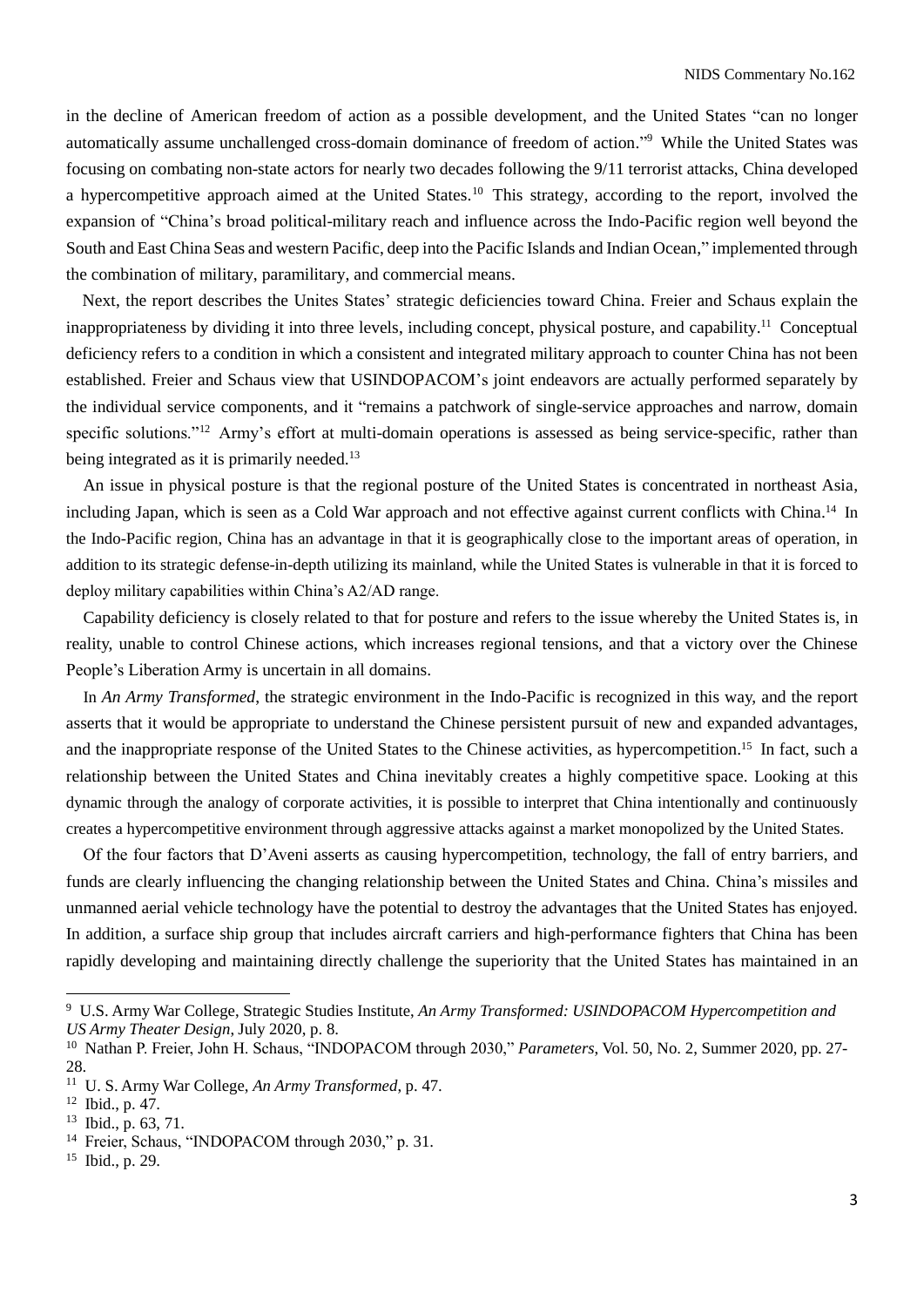in the decline of American freedom of action as a possible development, and the United States "can no longer automatically assume unchallenged cross-domain dominance of freedom of action."[9] While the United States was focusing on combating non-state actors for nearly two decades following the 9/11 terrorist attacks, China developed a hypercompetitive approach aimed at the United States.[10] This strategy, according to the report, involved the expansion of "China's broad political-military reach and influence across the Indo-Pacific region well beyond the South and East China Seas and western Pacific, deep into the Pacific Islands and Indian Ocean," implemented through the combination of military, paramilitary, and commercial means.

Next, the report describes the Unites States' strategic deficiencies toward China. Freier and Schaus explain the inappropriateness by dividing it into three levels, including concept, physical posture, and capability.[11] Conceptual deficiency refers to a condition in which a consistent and integrated military approach to counter China has not been established. Freier and Schaus view that USINDOPACOM's joint endeavors are actually performed separately by the individual service components, and it "remains a patchwork of single-service approaches and narrow, domain specific solutions."[12] Army's effort at multi-domain operations is assessed as being service-specific, rather than being integrated as it is primarily needed.[13]

An issue in physical posture is that the regional posture of the United States is concentrated in northeast Asia, including Japan, which is seen as a Cold War approach and not effective against current conflicts with China.[14] In the Indo-Pacific region, China has an advantage in that it is geographically close to the important areas of operation, in addition to its strategic defense-in-depth utilizing its mainland, while the United States is vulnerable in that it is forced to deploy military capabilities within China's A2/AD range.

Capability deficiency is closely related to that for posture and refers to the issue whereby the United States is, in reality, unable to control Chinese actions, which increases regional tensions, and that a victory over the Chinese People's Liberation Army is uncertain in all domains.

In *An Army Transformed*, the strategic environment in the Indo-Pacific is recognized in this way, and the report asserts that it would be appropriate to understand the Chinese persistent pursuit of new and expanded advantages, and the inappropriate response of the United States to the Chinese activities, as hypercompetition.[15] In fact, such a relationship between the United States and China inevitably creates a highly competitive space. Looking at this dynamic through the analogy of corporate activities, it is possible to interpret that China intentionally and continuously creates a hypercompetitive environment through aggressive attacks against a market monopolized by the United States.

Of the four factors that D'Aveni asserts as causing hypercompetition, technology, the fall of entry barriers, and funds are clearly influencing the changing relationship between the United States and China. China's missiles and unmanned aerial vehicle technology have the potential to destroy the advantages that the United States has enjoyed. In addition, a surface ship group that includes aircraft carriers and high-performance fighters that China has been rapidly developing and maintaining directly challenge the superiority that the United States has maintained in an

---

[9] U.S. Army War College, Strategic Studies Institute, *An Army Transformed: USINDOPACOM Hypercompetition and US Army Theater Design*, July 2020, p. 8.

[10] Nathan P. Freier, John H. Schaus, "INDOPACOM through 2030," *Parameters*, Vol. 50, No. 2, Summer 2020, pp. 27-28.

[11] U. S. Army War College, *An Army Transformed*, p. 47.

[12] Ibid., p. 47.

[13] Ibid., p. 63, 71.

[14] Freier, Schaus, "INDOPACOM through 2030," p. 31.

[15] Ibid., p. 29.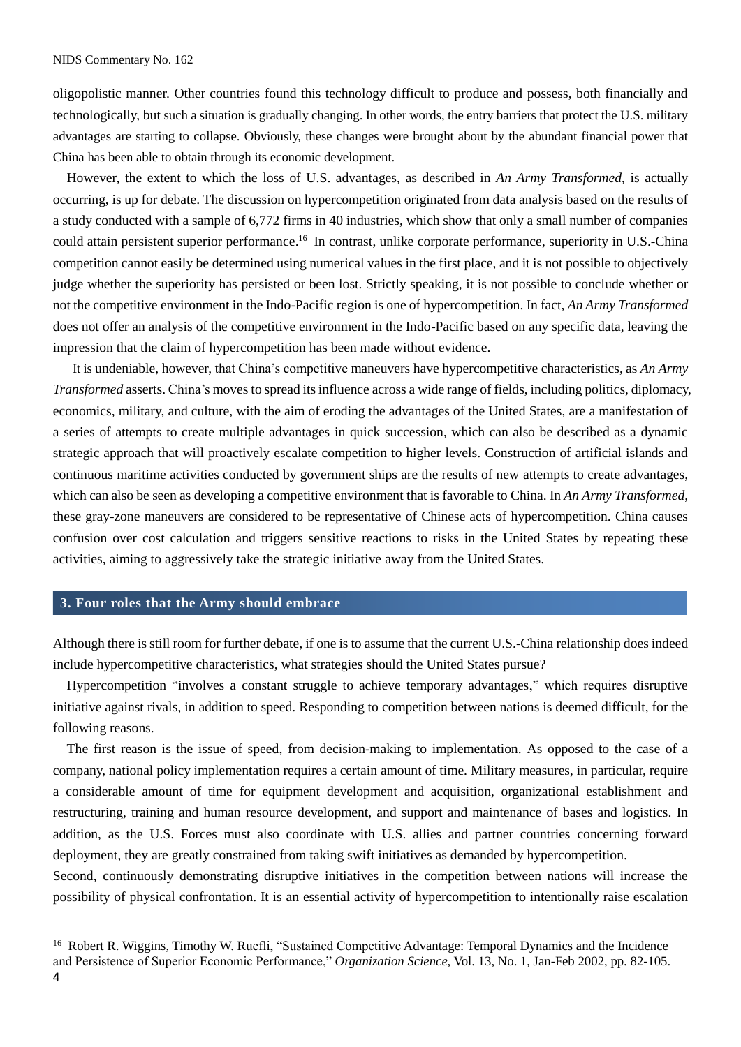oligopolistic manner. Other countries found this technology difficult to produce and possess, both financially and technologically, but such a situation is gradually changing. In other words, the entry barriers that protect the U.S. military advantages are starting to collapse. Obviously, these changes were brought about by the abundant financial power that China has been able to obtain through its economic development.

However, the extent to which the loss of U.S. advantages, as described in *An Army Transformed*, is actually occurring, is up for debate. The discussion on hypercompetition originated from data analysis based on the results of a study conducted with a sample of 6,772 firms in 40 industries, which show that only a small number of companies could attain persistent superior performance.[16] In contrast, unlike corporate performance, superiority in U.S.-China competition cannot easily be determined using numerical values in the first place, and it is not possible to objectively judge whether the superiority has persisted or been lost. Strictly speaking, it is not possible to conclude whether or not the competitive environment in the Indo-Pacific region is one of hypercompetition. In fact, *An Army Transformed* does not offer an analysis of the competitive environment in the Indo-Pacific based on any specific data, leaving the impression that the claim of hypercompetition has been made without evidence.

It is undeniable, however, that China's competitive maneuvers have hypercompetitive characteristics, as *An Army Transformed* asserts. China's moves to spread its influence across a wide range of fields, including politics, diplomacy, economics, military, and culture, with the aim of eroding the advantages of the United States, are a manifestation of a series of attempts to create multiple advantages in quick succession, which can also be described as a dynamic strategic approach that will proactively escalate competition to higher levels. Construction of artificial islands and continuous maritime activities conducted by government ships are the results of new attempts to create advantages, which can also be seen as developing a competitive environment that is favorable to China. In *An Army Transformed*, these gray-zone maneuvers are considered to be representative of Chinese acts of hypercompetition. China causes confusion over cost calculation and triggers sensitive reactions to risks in the United States by repeating these activities, aiming to aggressively take the strategic initiative away from the United States.

## 3. Four roles that the Army should embrace

Although there is still room for further debate, if one is to assume that the current U.S.-China relationship does indeed include hypercompetitive characteristics, what strategies should the United States pursue?

Hypercompetition "involves a constant struggle to achieve temporary advantages," which requires disruptive initiative against rivals, in addition to speed. Responding to competition between nations is deemed difficult, for the following reasons.

The first reason is the issue of speed, from decision-making to implementation. As opposed to the case of a company, national policy implementation requires a certain amount of time. Military measures, in particular, require a considerable amount of time for equipment development and acquisition, organizational establishment and restructuring, training and human resource development, and support and maintenance of bases and logistics. In addition, as the U.S. Forces must also coordinate with U.S. allies and partner countries concerning forward deployment, they are greatly constrained from taking swift initiatives as demanded by hypercompetition.

Second, continuously demonstrating disruptive initiatives in the competition between nations will increase the possibility of physical confrontation. It is an essential activity of hypercompetition to intentionally raise escalation

---

[16] Robert R. Wiggins, Timothy W. Ruefli, "Sustained Competitive Advantage: Temporal Dynamics and the Incidence and Persistence of Superior Economic Performance," *Organization Science*, Vol. 13, No. 1, Jan-Feb 2002, pp. 82-105.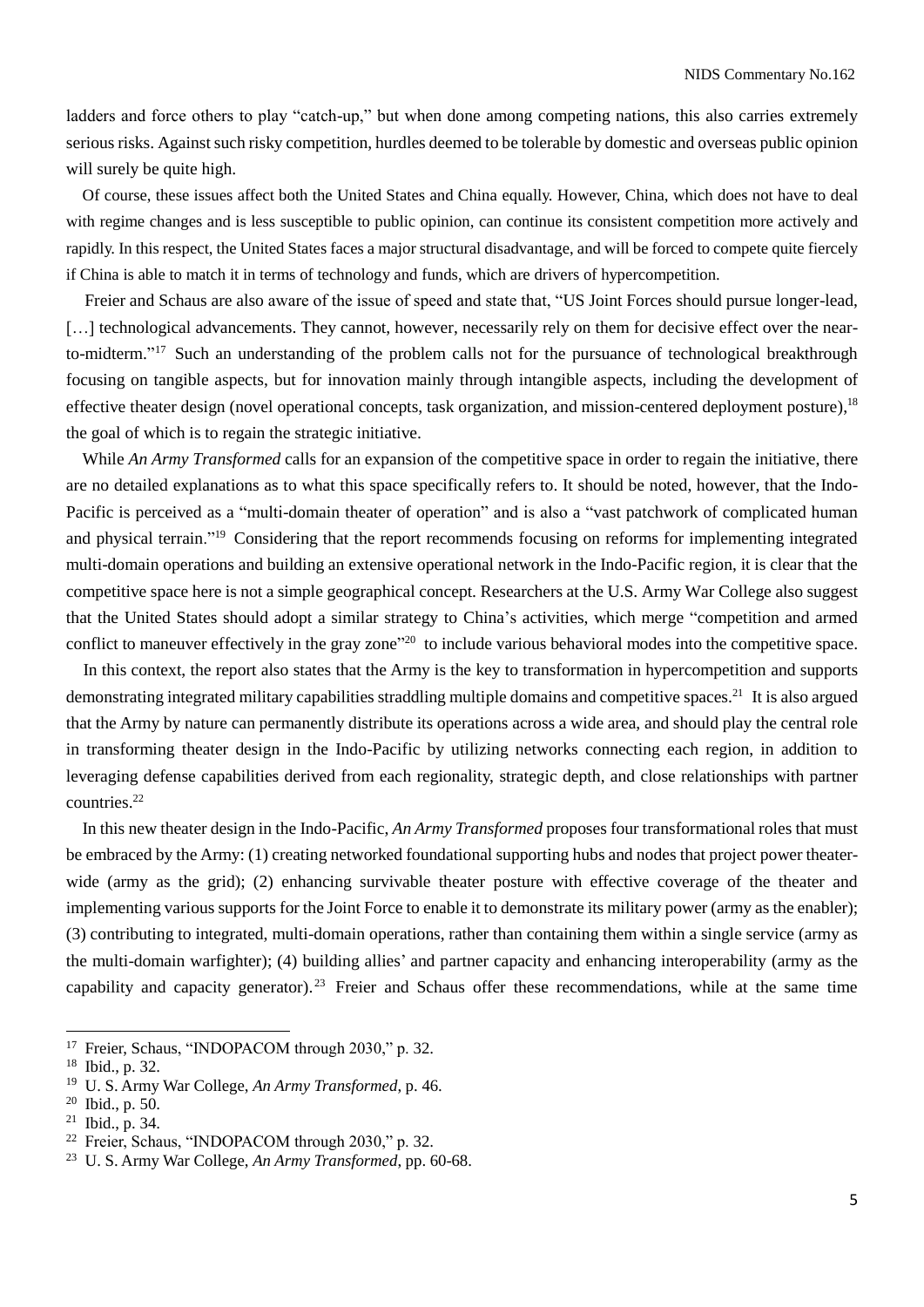ladders and force others to play "catch-up," but when done among competing nations, this also carries extremely serious risks. Against such risky competition, hurdles deemed to be tolerable by domestic and overseas public opinion will surely be quite high.

Of course, these issues affect both the United States and China equally. However, China, which does not have to deal with regime changes and is less susceptible to public opinion, can continue its consistent competition more actively and rapidly. In this respect, the United States faces a major structural disadvantage, and will be forced to compete quite fiercely if China is able to match it in terms of technology and funds, which are drivers of hypercompetition.

Freier and Schaus are also aware of the issue of speed and state that, "US Joint Forces should pursue longer-lead, […] technological advancements. They cannot, however, necessarily rely on them for decisive effect over the near-to-midterm."[17] Such an understanding of the problem calls not for the pursuance of technological breakthrough focusing on tangible aspects, but for innovation mainly through intangible aspects, including the development of effective theater design (novel operational concepts, task organization, and mission-centered deployment posture),[18] the goal of which is to regain the strategic initiative.

While *An Army Transformed* calls for an expansion of the competitive space in order to regain the initiative, there are no detailed explanations as to what this space specifically refers to. It should be noted, however, that the Indo-Pacific is perceived as a "multi-domain theater of operation" and is also a "vast patchwork of complicated human and physical terrain."[19] Considering that the report recommends focusing on reforms for implementing integrated multi-domain operations and building an extensive operational network in the Indo-Pacific region, it is clear that the competitive space here is not a simple geographical concept. Researchers at the U.S. Army War College also suggest that the United States should adopt a similar strategy to China's activities, which merge "competition and armed conflict to maneuver effectively in the gray zone"[20] to include various behavioral modes into the competitive space.

In this context, the report also states that the Army is the key to transformation in hypercompetition and supports demonstrating integrated military capabilities straddling multiple domains and competitive spaces.[21] It is also argued that the Army by nature can permanently distribute its operations across a wide area, and should play the central role in transforming theater design in the Indo-Pacific by utilizing networks connecting each region, in addition to leveraging defense capabilities derived from each regionality, strategic depth, and close relationships with partner countries.[22]

In this new theater design in the Indo-Pacific, *An Army Transformed* proposes four transformational roles that must be embraced by the Army: (1) creating networked foundational supporting hubs and nodes that project power theater-wide (army as the grid); (2) enhancing survivable theater posture with effective coverage of the theater and implementing various supports for the Joint Force to enable it to demonstrate its military power (army as the enabler); (3) contributing to integrated, multi-domain operations, rather than containing them within a single service (army as the multi-domain warfighter); (4) building allies' and partner capacity and enhancing interoperability (army as the capability and capacity generator).[23] Freier and Schaus offer these recommendations, while at the same time

---

[17] Freier, Schaus, "INDOPACOM through 2030," p. 32.

[18] Ibid., p. 32.

[19] U. S. Army War College, *An Army Transformed*, p. 46.

[20] Ibid., p. 50.

[21] Ibid., p. 34.

[22] Freier, Schaus, "INDOPACOM through 2030," p. 32.

[23] U. S. Army War College, *An Army Transformed*, pp. 60-68.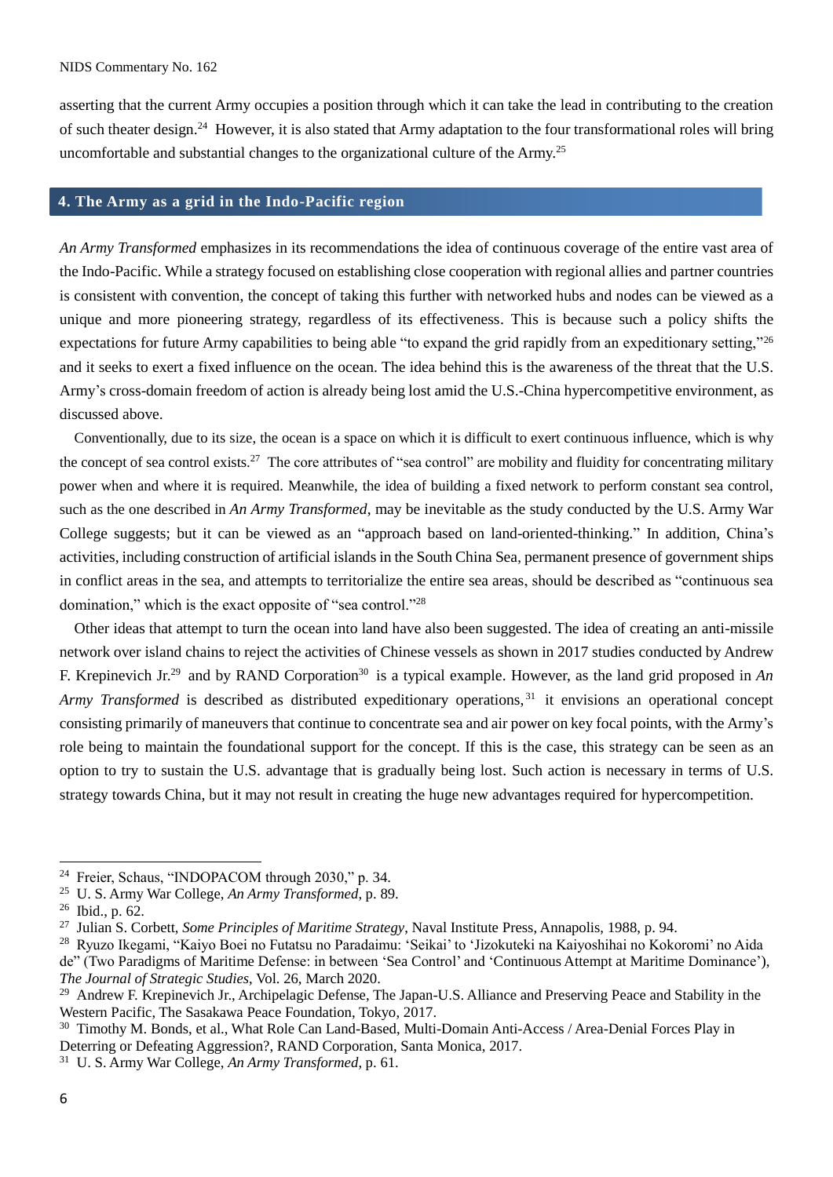asserting that the current Army occupies a position through which it can take the lead in contributing to the creation of such theater design.[24] However, it is also stated that Army adaptation to the four transformational roles will bring uncomfortable and substantial changes to the organizational culture of the Army.[25]

## 4. The Army as a grid in the Indo-Pacific region

*An Army Transformed* emphasizes in its recommendations the idea of continuous coverage of the entire vast area of the Indo-Pacific. While a strategy focused on establishing close cooperation with regional allies and partner countries is consistent with convention, the concept of taking this further with networked hubs and nodes can be viewed as a unique and more pioneering strategy, regardless of its effectiveness. This is because such a policy shifts the expectations for future Army capabilities to being able "to expand the grid rapidly from an expeditionary setting,"[26] and it seeks to exert a fixed influence on the ocean. The idea behind this is the awareness of the threat that the U.S. Army's cross-domain freedom of action is already being lost amid the U.S.-China hypercompetitive environment, as discussed above.

Conventionally, due to its size, the ocean is a space on which it is difficult to exert continuous influence, which is why the concept of sea control exists.[27] The core attributes of "sea control" are mobility and fluidity for concentrating military power when and where it is required. Meanwhile, the idea of building a fixed network to perform constant sea control, such as the one described in *An Army Transformed*, may be inevitable as the study conducted by the U.S. Army War College suggests; but it can be viewed as an "approach based on land-oriented-thinking." In addition, China's activities, including construction of artificial islands in the South China Sea, permanent presence of government ships in conflict areas in the sea, and attempts to territorialize the entire sea areas, should be described as "continuous sea domination," which is the exact opposite of "sea control."[28]

Other ideas that attempt to turn the ocean into land have also been suggested. The idea of creating an anti-missile network over island chains to reject the activities of Chinese vessels as shown in 2017 studies conducted by Andrew F. Krepinevich Jr.[29] and by RAND Corporation[30] is a typical example. However, as the land grid proposed in *An Army Transformed* is described as distributed expeditionary operations,[31] it envisions an operational concept consisting primarily of maneuvers that continue to concentrate sea and air power on key focal points, with the Army's role being to maintain the foundational support for the concept. If this is the case, this strategy can be seen as an option to try to sustain the U.S. advantage that is gradually being lost. Such action is necessary in terms of U.S. strategy towards China, but it may not result in creating the huge new advantages required for hypercompetition.

---

[24] Freier, Schaus, "INDOPACOM through 2030," p. 34.

[25] U. S. Army War College, *An Army Transformed*, p. 89.

[26] Ibid., p. 62.

[27] Julian S. Corbett, *Some Principles of Maritime Strategy*, Naval Institute Press, Annapolis, 1988, p. 94.

[28] Ryuzo Ikegami, "Kaiyo Boei no Futatsu no Paradaimu: 'Seikai' to 'Jizokuteki na Kaiyoshihai no Kokoromi' no Aida de" (Two Paradigms of Maritime Defense: in between 'Sea Control' and 'Continuous Attempt at Maritime Dominance'), *The Journal of Strategic Studies*, Vol. 26, March 2020.

[29] Andrew F. Krepinevich Jr., Archipelagic Defense, The Japan-U.S. Alliance and Preserving Peace and Stability in the Western Pacific, The Sasakawa Peace Foundation, Tokyo, 2017.

[30] Timothy M. Bonds, et al., What Role Can Land-Based, Multi-Domain Anti-Access / Area-Denial Forces Play in Deterring or Defeating Aggression?, RAND Corporation, Santa Monica, 2017.

[31] U. S. Army War College, *An Army Transformed*, p. 61.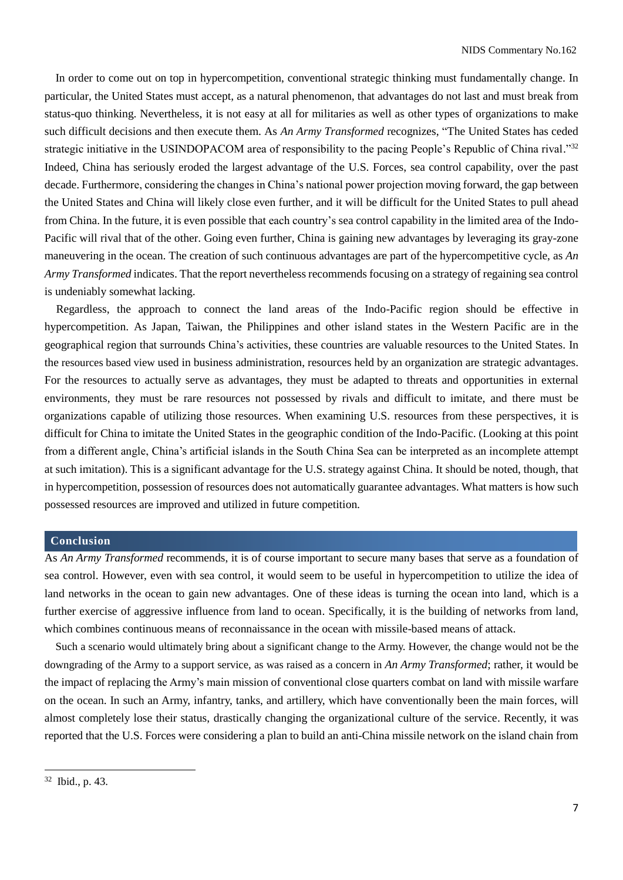In order to come out on top in hypercompetition, conventional strategic thinking must fundamentally change. In particular, the United States must accept, as a natural phenomenon, that advantages do not last and must break from status-quo thinking. Nevertheless, it is not easy at all for militaries as well as other types of organizations to make such difficult decisions and then execute them. As *An Army Transformed* recognizes, "The United States has ceded strategic initiative in the USINDOPACOM area of responsibility to the pacing People's Republic of China rival."[32] Indeed, China has seriously eroded the largest advantage of the U.S. Forces, sea control capability, over the past decade. Furthermore, considering the changes in China's national power projection moving forward, the gap between the United States and China will likely close even further, and it will be difficult for the United States to pull ahead from China. In the future, it is even possible that each country's sea control capability in the limited area of the Indo-Pacific will rival that of the other. Going even further, China is gaining new advantages by leveraging its gray-zone maneuvering in the ocean. The creation of such continuous advantages are part of the hypercompetitive cycle, as *An Army Transformed* indicates. That the report nevertheless recommends focusing on a strategy of regaining sea control is undeniably somewhat lacking.

Regardless, the approach to connect the land areas of the Indo-Pacific region should be effective in hypercompetition. As Japan, Taiwan, the Philippines and other island states in the Western Pacific are in the geographical region that surrounds China's activities, these countries are valuable resources to the United States. In the resources based view used in business administration, resources held by an organization are strategic advantages. For the resources to actually serve as advantages, they must be adapted to threats and opportunities in external environments, they must be rare resources not possessed by rivals and difficult to imitate, and there must be organizations capable of utilizing those resources. When examining U.S. resources from these perspectives, it is difficult for China to imitate the United States in the geographic condition of the Indo-Pacific. (Looking at this point from a different angle, China's artificial islands in the South China Sea can be interpreted as an incomplete attempt at such imitation). This is a significant advantage for the U.S. strategy against China. It should be noted, though, that in hypercompetition, possession of resources does not automatically guarantee advantages. What matters is how such possessed resources are improved and utilized in future competition.

## Conclusion

As *An Army Transformed* recommends, it is of course important to secure many bases that serve as a foundation of sea control. However, even with sea control, it would seem to be useful in hypercompetition to utilize the idea of land networks in the ocean to gain new advantages. One of these ideas is turning the ocean into land, which is a further exercise of aggressive influence from land to ocean. Specifically, it is the building of networks from land, which combines continuous means of reconnaissance in the ocean with missile-based means of attack.

Such a scenario would ultimately bring about a significant change to the Army. However, the change would not be the downgrading of the Army to a support service, as was raised as a concern in *An Army Transformed*; rather, it would be the impact of replacing the Army's main mission of conventional close quarters combat on land with missile warfare on the ocean. In such an Army, infantry, tanks, and artillery, which have conventionally been the main forces, will almost completely lose their status, drastically changing the organizational culture of the service. Recently, it was reported that the U.S. Forces were considering a plan to build an anti-China missile network on the island chain from

---

[32] Ibid., p. 43.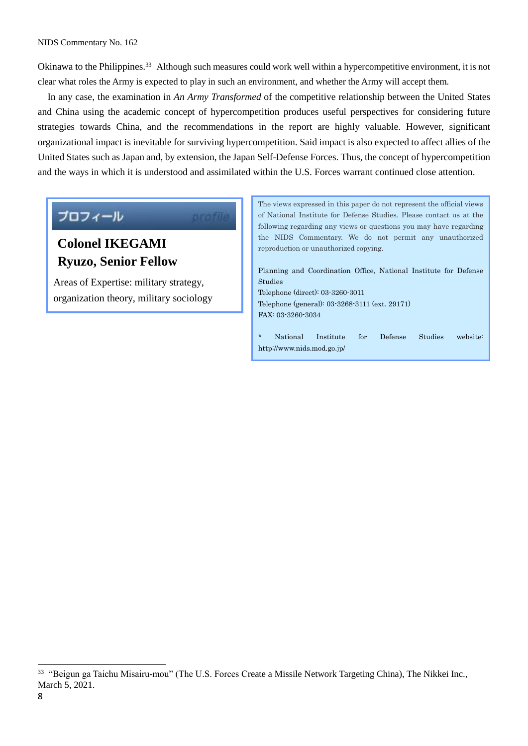Okinawa to the Philippines.[33] Although such measures could work well within a hypercompetitive environment, it is not clear what roles the Army is expected to play in such an environment, and whether the Army will accept them.

In any case, the examination in *An Army Transformed* of the competitive relationship between the United States and China using the academic concept of hypercompetition produces useful perspectives for considering future strategies towards China, and the recommendations in the report are highly valuable. However, significant organizational impact is inevitable for surviving hypercompetition. Said impact is also expected to affect allies of the United States such as Japan and, by extension, the Japan Self-Defense Forces. Thus, the concept of hypercompetition and the ways in which it is understood and assimilated within the U.S. Forces warrant continued close attention.

プロフィール profile

**Colonel IKEGAMI Ryuzo, Senior Fellow**

Areas of Expertise: military strategy, organization theory, military sociology

The views expressed in this paper do not represent the official views of National Institute for Defense Studies. Please contact us at the following regarding any views or questions you may have regarding the NIDS Commentary. We do not permit any unauthorized reproduction or unauthorized copying.

Planning and Coordination Office, National Institute for Defense Studies
Telephone (direct): 03-3260-3011
Telephone (general): 03-3268-3111 (ext. 29171)
FAX: 03-3260-3034

* National Institute for Defense Studies website: http://www.nids.mod.go.jp/

[33] "Beigun ga Taichu Misairu-mou" (The U.S. Forces Create a Missile Network Targeting China), The Nikkei Inc., March 5, 2021.